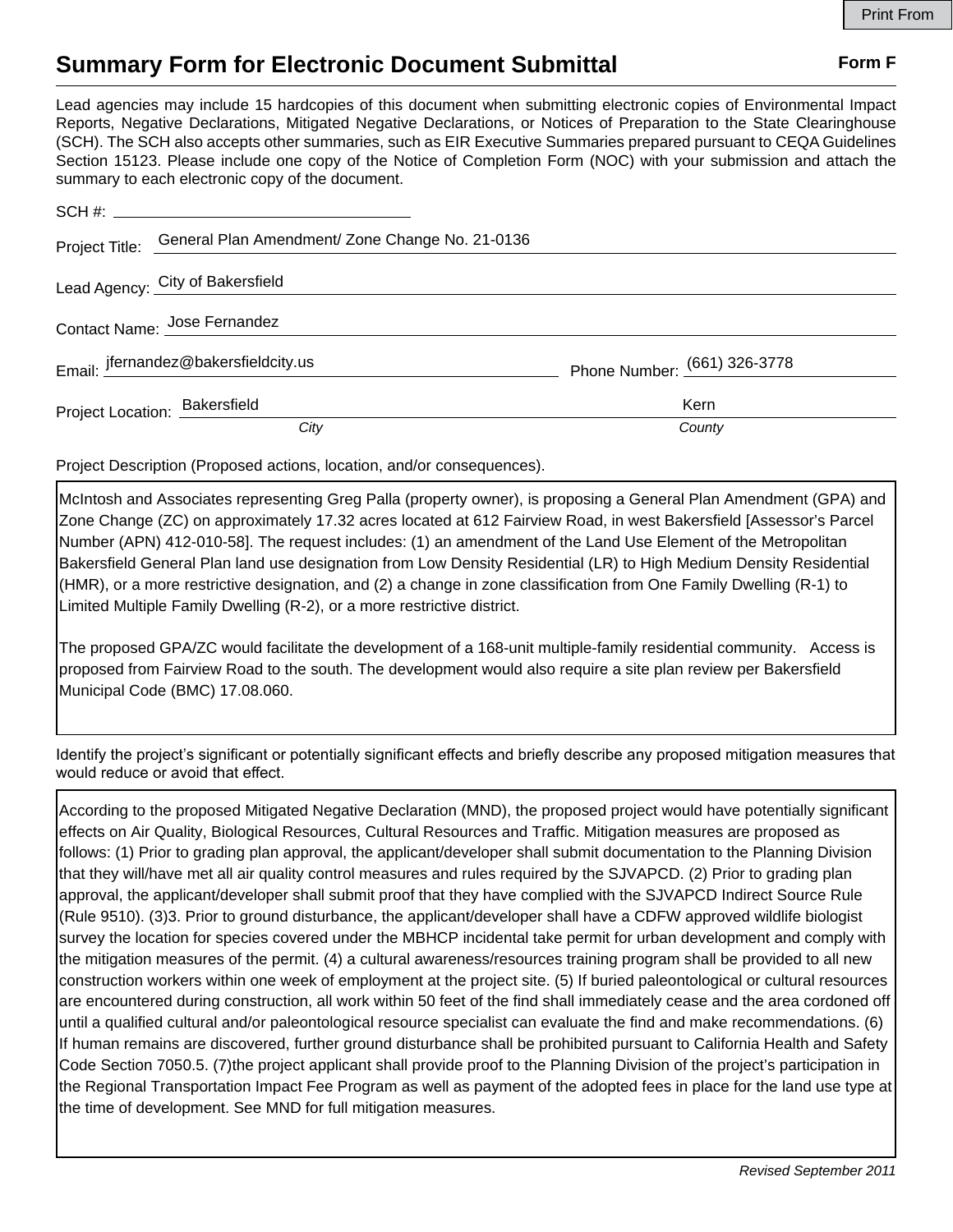Print From

# Summary Form for Electronic Document Submittal

**Form F**

Lead agencies may include 15 hardcopies of this document when submitting electronic copies of Environmental Impact Reports, Negative Declarations, Mitigated Negative Declarations, or Notices of Preparation to the State Clearinghouse (SCH). The SCH also accepts other summaries, such as EIR Executive Summaries prepared pursuant to CEQA Guidelines Section 15123. Please include one copy of the Notice of Completion Form (NOC) with your submission and attach the summary to each electronic copy of the document.

SCH #: ______________________

Project Title: General Plan Amendment/ Zone Change No. 21-0136

Lead Agency: City of Bakersfield

Contact Name: Jose Fernandez

Email: jfernandez@bakersfieldcity.us Phone Number: (661) 326-3778

Project Location: Bakersfield (*City*) Kern (*County*)

Project Description (Proposed actions, location, and/or consequences).

McIntosh and Associates representing Greg Palla (property owner), is proposing a General Plan Amendment (GPA) and Zone Change (ZC) on approximately 17.32 acres located at 612 Fairview Road, in west Bakersfield [Assessor's Parcel Number (APN) 412-010-58]. The request includes: (1) an amendment of the Land Use Element of the Metropolitan Bakersfield General Plan land use designation from Low Density Residential (LR) to High Medium Density Residential (HMR), or a more restrictive designation, and (2) a change in zone classification from One Family Dwelling (R-1) to Limited Multiple Family Dwelling (R-2), or a more restrictive district.

The proposed GPA/ZC would facilitate the development of a 168-unit multiple-family residential community. Access is proposed from Fairview Road to the south. The development would also require a site plan review per Bakersfield Municipal Code (BMC) 17.08.060.

Identify the project's significant or potentially significant effects and briefly describe any proposed mitigation measures that would reduce or avoid that effect.

According to the proposed Mitigated Negative Declaration (MND), the proposed project would have potentially significant effects on Air Quality, Biological Resources, Cultural Resources and Traffic. Mitigation measures are proposed as follows: (1) Prior to grading plan approval, the applicant/developer shall submit documentation to the Planning Division that they will/have met all air quality control measures and rules required by the SJVAPCD. (2) Prior to grading plan approval, the applicant/developer shall submit proof that they have complied with the SJVAPCD Indirect Source Rule (Rule 9510). (3)3. Prior to ground disturbance, the applicant/developer shall have a CDFW approved wildlife biologist survey the location for species covered under the MBHCP incidental take permit for urban development and comply with the mitigation measures of the permit. (4) a cultural awareness/resources training program shall be provided to all new construction workers within one week of employment at the project site. (5) If buried paleontological or cultural resources are encountered during construction, all work within 50 feet of the find shall immediately cease and the area cordoned off until a qualified cultural and/or paleontological resource specialist can evaluate the find and make recommendations. (6) If human remains are discovered, further ground disturbance shall be prohibited pursuant to California Health and Safety Code Section 7050.5. (7)the project applicant shall provide proof to the Planning Division of the project's participation in the Regional Transportation Impact Fee Program as well as payment of the adopted fees in place for the land use type at the time of development. See MND for full mitigation measures.

*Revised September 2011*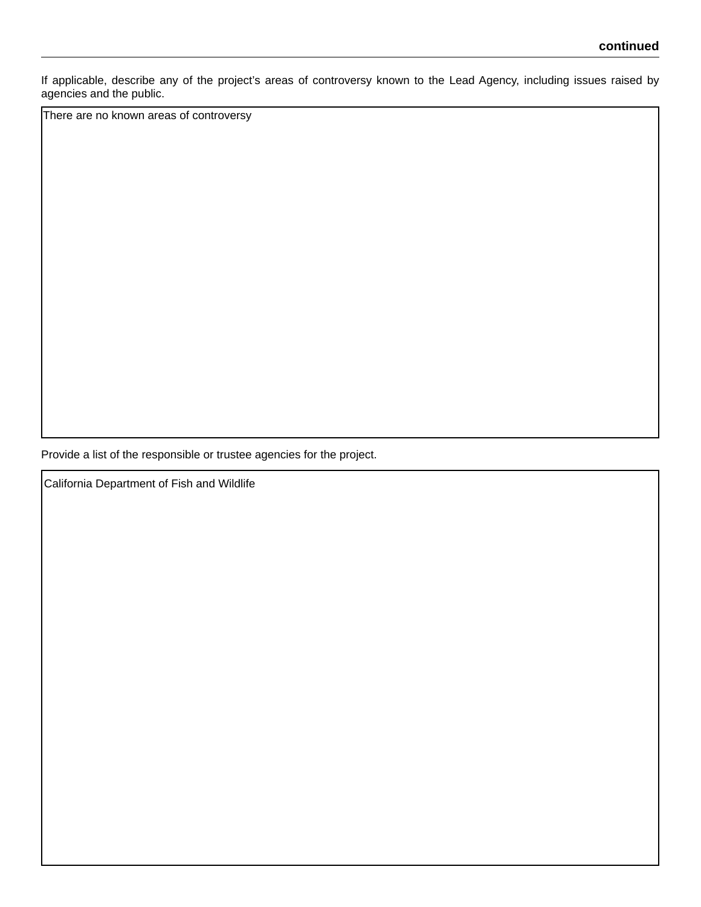**continued**

If applicable, describe any of the project's areas of controversy known to the Lead Agency, including issues raised by agencies and the public.

There are no known areas of controversy

Provide a list of the responsible or trustee agencies for the project.

California Department of Fish and Wildlife